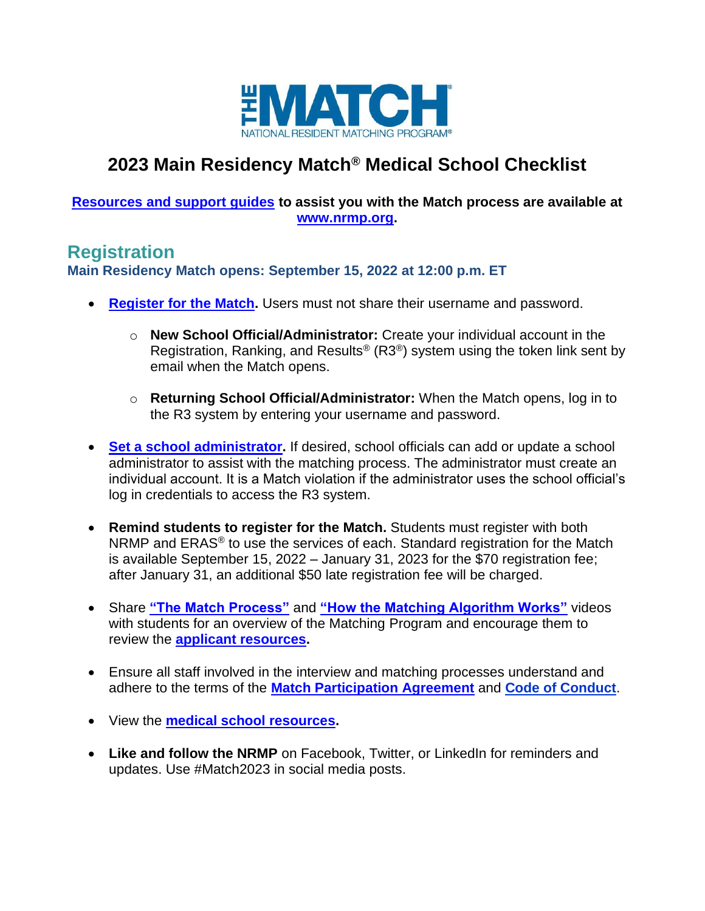# 2023 Main Residency Match® Medical School Checklist

**Resources and support guides to assist you with the Match process are available at www.nrmp.org.**

## Registration

**Main Residency Match opens: September 15, 2022 at 12:00 p.m. ET**

- **Register for the Match.** Users must not share their username and password.
  - **New School Official/Administrator:** Create your individual account in the Registration, Ranking, and Results® (R3®) system using the token link sent by email when the Match opens.
  - **Returning School Official/Administrator:** When the Match opens, log in to the R3 system by entering your username and password.
- **Set a school administrator.** If desired, school officials can add or update a school administrator to assist with the matching process. The administrator must create an individual account. It is a Match violation if the administrator uses the school official's log in credentials to access the R3 system.
- **Remind students to register for the Match.** Students must register with both NRMP and ERAS® to use the services of each. Standard registration for the Match is available September 15, 2022 – January 31, 2023 for the $70 registration fee; after January 31, an additional $50 late registration fee will be charged.
- Share **"The Match Process"** and **"How the Matching Algorithm Works"** videos with students for an overview of the Matching Program and encourage them to review the **applicant resources.**
- Ensure all staff involved in the interview and matching processes understand and adhere to the terms of the **Match Participation Agreement** and **Code of Conduct**.
- View the **medical school resources.**
- **Like and follow the NRMP** on Facebook, Twitter, or LinkedIn for reminders and updates. Use #Match2023 in social media posts.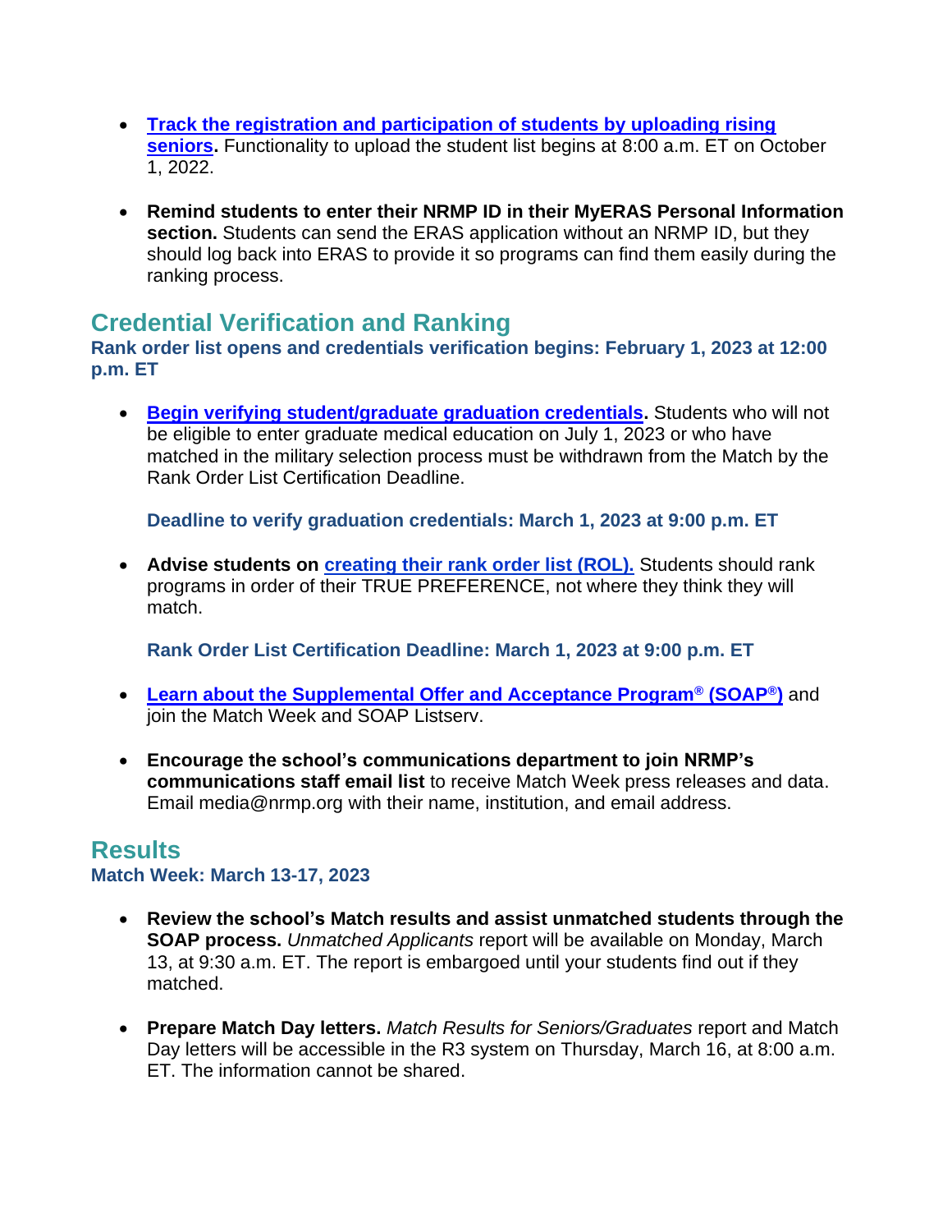- **Track the registration and participation of students by uploading rising seniors.** Functionality to upload the student list begins at 8:00 a.m. ET on October 1, 2022.

- **Remind students to enter their NRMP ID in their MyERAS Personal Information section.** Students can send the ERAS application without an NRMP ID, but they should log back into ERAS to provide it so programs can find them easily during the ranking process.

## Credential Verification and Ranking

### Rank order list opens and credentials verification begins: February 1, 2023 at 12:00 p.m. ET

- **Begin verifying student/graduate graduation credentials.** Students who will not be eligible to enter graduate medical education on July 1, 2023 or who have matched in the military selection process must be withdrawn from the Match by the Rank Order List Certification Deadline.

  **Deadline to verify graduation credentials: March 1, 2023 at 9:00 p.m. ET**

- **Advise students on creating their rank order list (ROL).** Students should rank programs in order of their TRUE PREFERENCE, not where they think they will match.

  **Rank Order List Certification Deadline: March 1, 2023 at 9:00 p.m. ET**

- **Learn about the Supplemental Offer and Acceptance Program® (SOAP®)** and join the Match Week and SOAP Listserv.

- **Encourage the school's communications department to join NRMP's communications staff email list** to receive Match Week press releases and data. Email media@nrmp.org with their name, institution, and email address.

## Results

### Match Week: March 13-17, 2023

- **Review the school's Match results and assist unmatched students through the SOAP process.** *Unmatched Applicants* report will be available on Monday, March 13, at 9:30 a.m. ET. The report is embargoed until your students find out if they matched.

- **Prepare Match Day letters.** *Match Results for Seniors/Graduates* report and Match Day letters will be accessible in the R3 system on Thursday, March 16, at 8:00 a.m. ET. The information cannot be shared.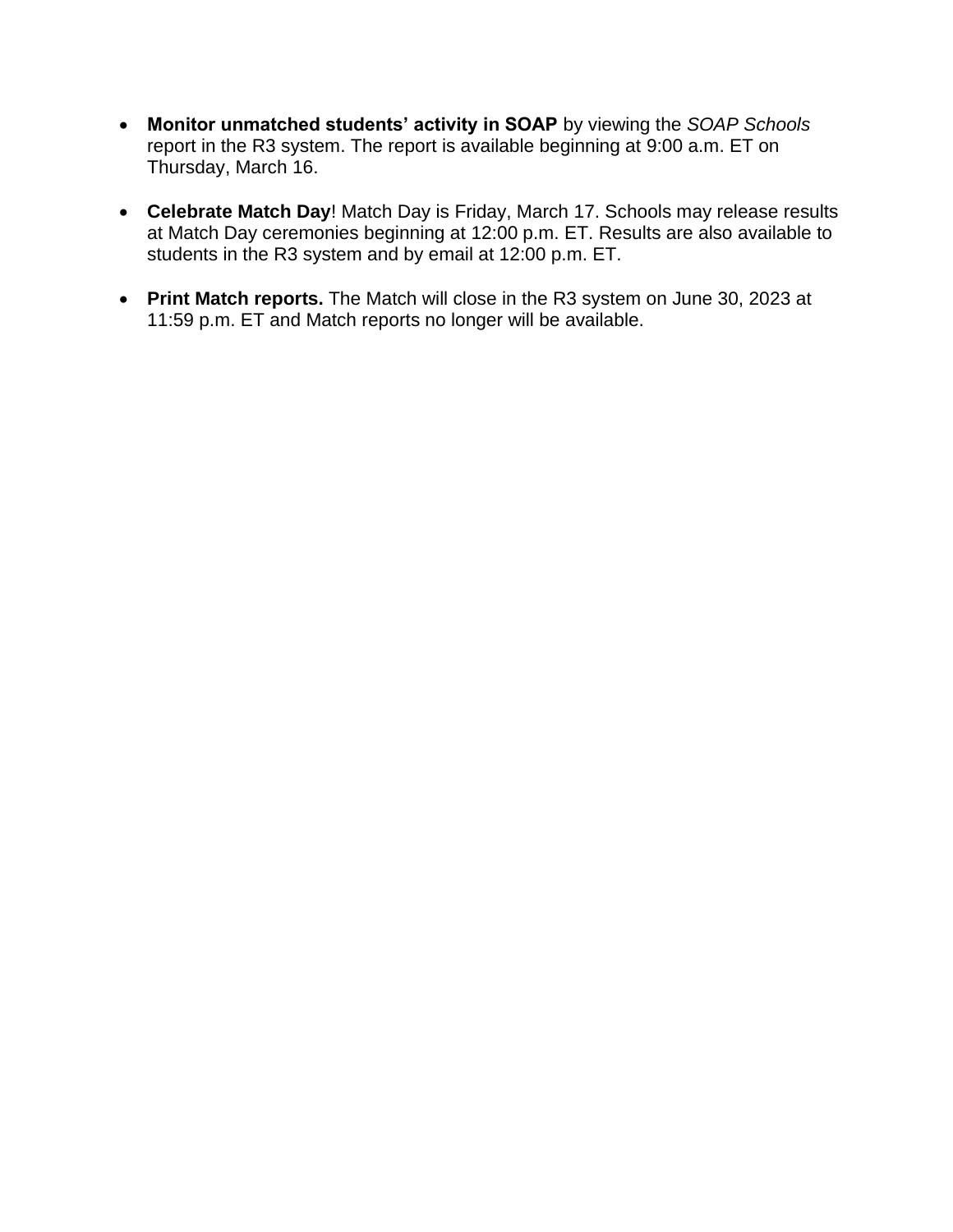- **Monitor unmatched students' activity in SOAP** by viewing the *SOAP Schools* report in the R3 system. The report is available beginning at 9:00 a.m. ET on Thursday, March 16.

- **Celebrate Match Day**! Match Day is Friday, March 17. Schools may release results at Match Day ceremonies beginning at 12:00 p.m. ET. Results are also available to students in the R3 system and by email at 12:00 p.m. ET.

- **Print Match reports.** The Match will close in the R3 system on June 30, 2023 at 11:59 p.m. ET and Match reports no longer will be available.